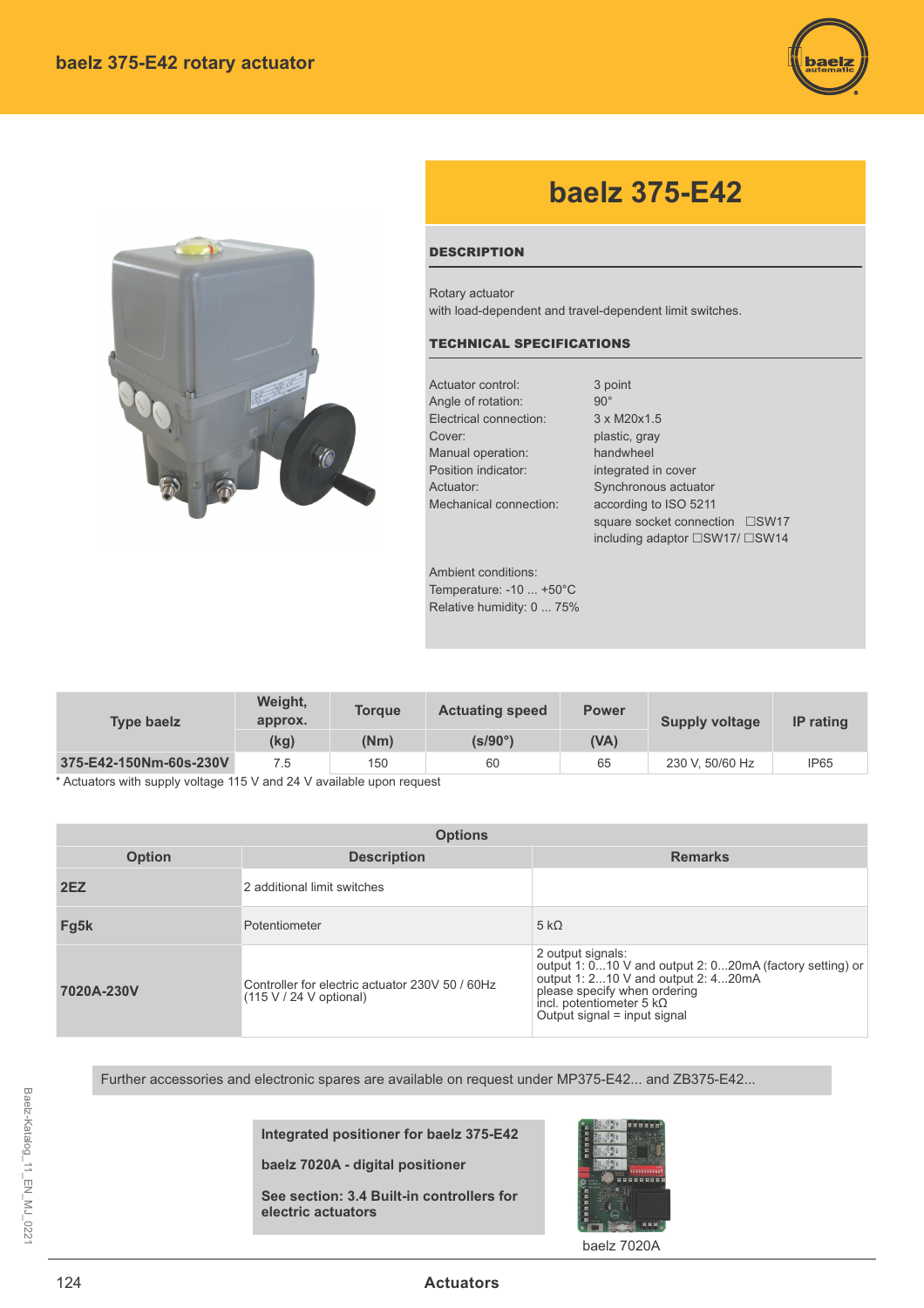# baelz 375-E42 rotary actuator

## baelz 375-E42

### DESCRIPTION

Rotary actuator
with load-dependent and travel-dependent limit switches.

### TECHNICAL SPECIFICATIONS

| | |
|---|---|
| Actuator control: | 3 point |
| Angle of rotation: | 90° |
| Electrical connection: | 3 x M20x1.5 |
| Cover: | plastic, gray |
| Manual operation: | handwheel |
| Position indicator: | integrated in cover |
| Actuator: | Synchronous actuator |
| Mechanical connection: | according to ISO 5211 |
| | square socket connection ☐SW17 |
| | including adaptor ☐SW17/ ☐SW14 |

Ambient conditions:
Temperature: -10 ... +50°C
Relative humidity: 0 ... 75%

| Type baelz | Weight, approx. (kg) | Torque (Nm) | Actuating speed (s/90°) | Power (VA) | Supply voltage | IP rating |
|---|---|---|---|---|---|---|
| 375-E42-150Nm-60s-230V | 7.5 | 150 | 60 | 65 | 230 V, 50/60 Hz | IP65 |

* Actuators with supply voltage 115 V and 24 V available upon request

**Options**

| Option | Description | Remarks |
|---|---|---|
| **2EZ** | 2 additional limit switches | |
| **Fg5k** | Potentiometer | 5 kΩ |
| **7020A-230V** | Controller for electric actuator 230V 50 / 60Hz (115 V / 24 V optional) | 2 output signals: output 1: 0...10 V and output 2: 0...20mA (factory setting) or output 1: 2...10 V and output 2: 4...20mA please specify when ordering incl. potentiometer 5 kΩ Output signal = input signal |

Further accessories and electronic spares are available on request under MP375-E42... and ZB375-E42...

**Integrated positioner for baelz 375-E42**

**baelz 7020A - digital positioner**

**See section: 3.4 Built-in controllers for electric actuators**

baelz 7020A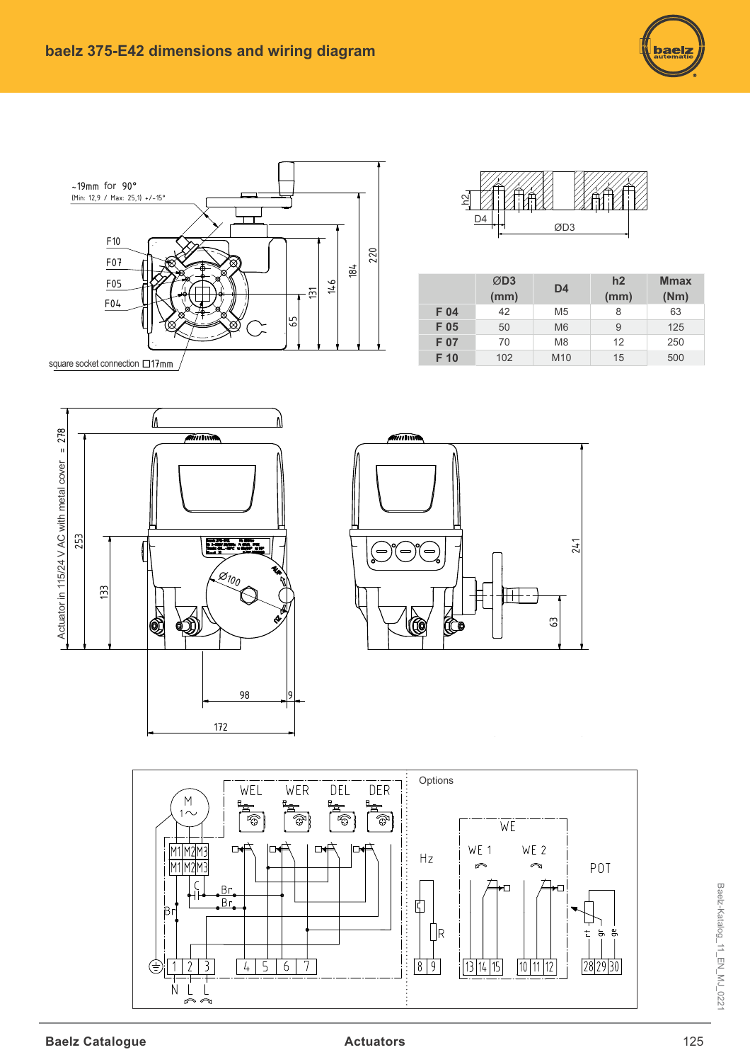# baelz 375-E42 dimensions and wiring diagram

~19mm for 90°
(Min: 12,9 / Max: 25,1) +/-15°

F10
F07
F05
F04

square socket connection □17mm

65
131
146
184
220

h2
D4
ØD3

| | ØD3 (mm) | D4 | h2 (mm) | Mmax (Nm) |
|---|---|---|---|---|
| **F 04** | 42 | M5 | 8 | 63 |
| **F 05** | 50 | M6 | 9 | 125 |
| **F 07** | 70 | M8 | 12 | 250 |
| **F 10** | 102 | M10 | 15 | 500 |

Actuator in 115/24 V AC with metal cover = 278

253
133
Ø100
AUF
ZU
98
9
172
241
63

Options

M 1~
WEL WER DEL DER
M1 M2 M3
C
Br
Br
Br
1 2 3 4 5 6 7
N L L

Hz
R
8 9

WE
WE 1 WE 2
13 14 15 10 11 12

POT
rt gr ge
28 29 30